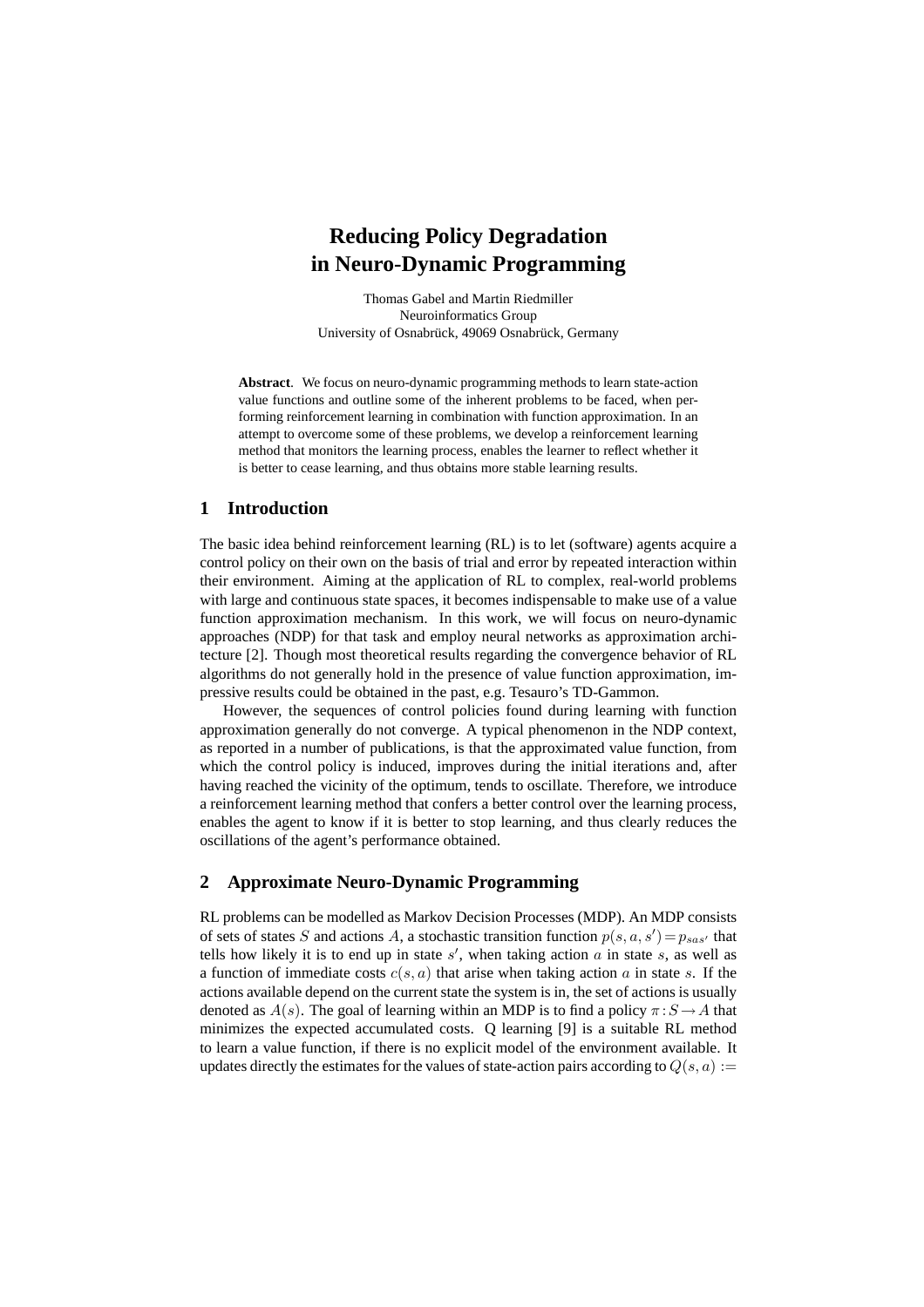# Reducing Policy Degradation in Neuro-Dynamic Programming

Thomas Gabel and Martin Riedmiller
Neuroinformatics Group
University of Osnabrück, 49069 Osnabrück, Germany

**Abstract**. We focus on neuro-dynamic programming methods to learn state-action value functions and outline some of the inherent problems to be faced, when performing reinforcement learning in combination with function approximation. In an attempt to overcome some of these problems, we develop a reinforcement learning method that monitors the learning process, enables the learner to reflect whether it is better to cease learning, and thus obtains more stable learning results.

## 1 Introduction

The basic idea behind reinforcement learning (RL) is to let (software) agents acquire a control policy on their own on the basis of trial and error by repeated interaction within their environment. Aiming at the application of RL to complex, real-world problems with large and continuous state spaces, it becomes indispensable to make use of a value function approximation mechanism. In this work, we will focus on neuro-dynamic approaches (NDP) for that task and employ neural networks as approximation architecture [2]. Though most theoretical results regarding the convergence behavior of RL algorithms do not generally hold in the presence of value function approximation, impressive results could be obtained in the past, e.g. Tesauro's TD-Gammon.

However, the sequences of control policies found during learning with function approximation generally do not converge. A typical phenomenon in the NDP context, as reported in a number of publications, is that the approximated value function, from which the control policy is induced, improves during the initial iterations and, after having reached the vicinity of the optimum, tends to oscillate. Therefore, we introduce a reinforcement learning method that confers a better control over the learning process, enables the agent to know if it is better to stop learning, and thus clearly reduces the oscillations of the agent's performance obtained.

## 2 Approximate Neuro-Dynamic Programming

RL problems can be modelled as Markov Decision Processes (MDP). An MDP consists of sets of states $S$ and actions $A$, a stochastic transition function $p(s,a,s') = p_{sas'}$ that tells how likely it is to end up in state $s'$, when taking action $a$ in state $s$, as well as a function of immediate costs $c(s,a)$ that arise when taking action $a$ in state $s$. If the actions available depend on the current state the system is in, the set of actions is usually denoted as $A(s)$. The goal of learning within an MDP is to find a policy $\pi : S \rightarrow A$ that minimizes the expected accumulated costs. Q learning [9] is a suitable RL method to learn a value function, if there is no explicit model of the environment available. It updates directly the estimates for the values of state-action pairs according to $Q(s,a) :=$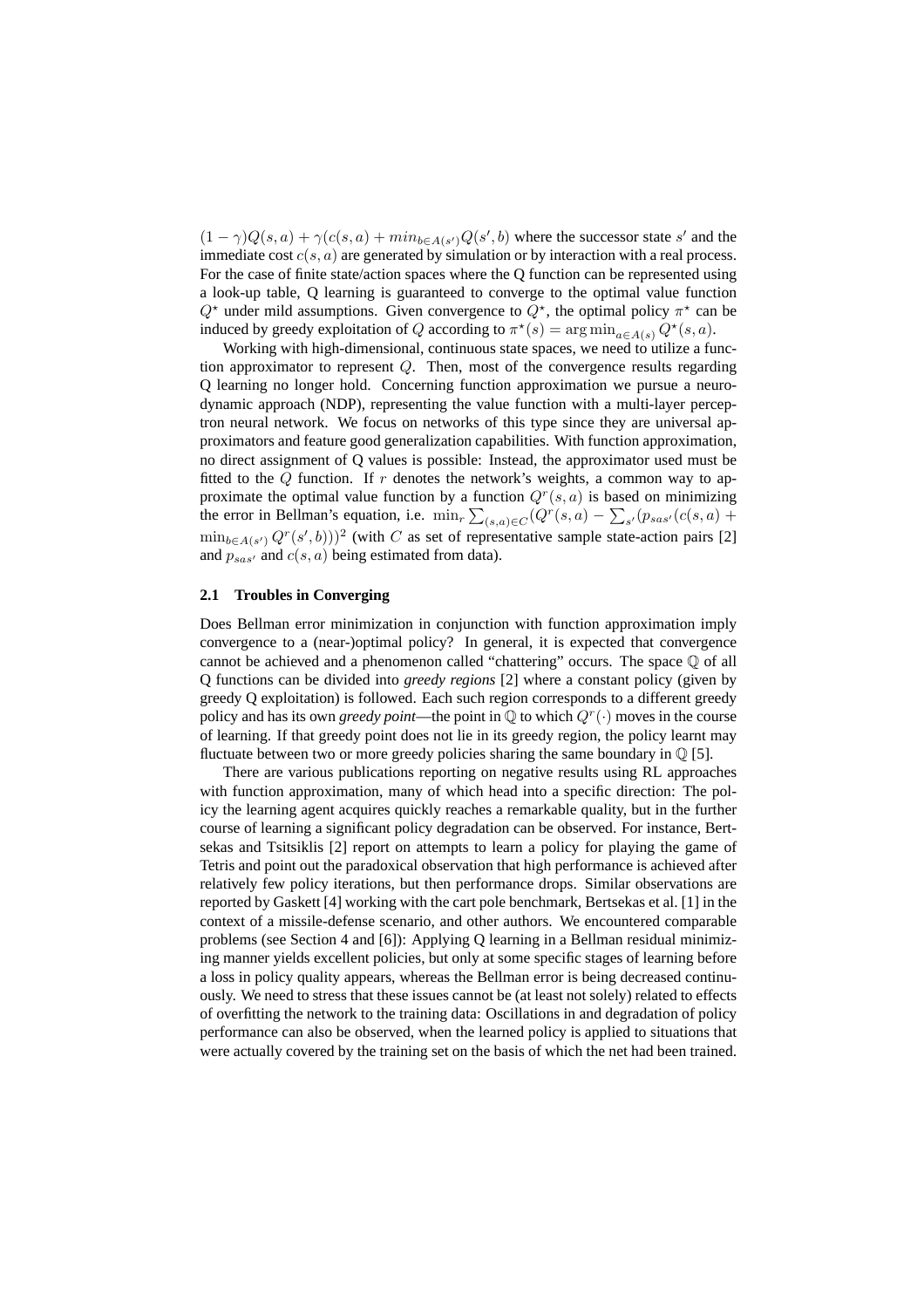$(1-\gamma)Q(s,a) + \gamma(c(s,a) + min_{b \in A(s')} Q(s',b)$ where the successor state $s'$ and the immediate cost $c(s,a)$ are generated by simulation or by interaction with a real process. For the case of finite state/action spaces where the Q function can be represented using a look-up table, Q learning is guaranteed to converge to the optimal value function $Q^\star$ under mild assumptions. Given convergence to $Q^\star$, the optimal policy $\pi^\star$ can be induced by greedy exploitation of $Q$ according to $\pi^\star(s) = \arg\min_{a \in A(s)} Q^\star(s,a)$.

Working with high-dimensional, continuous state spaces, we need to utilize a function approximator to represent $Q$. Then, most of the convergence results regarding Q learning no longer hold. Concerning function approximation we pursue a neuro-dynamic approach (NDP), representing the value function with a multi-layer perceptron neural network. We focus on networks of this type since they are universal approximators and feature good generalization capabilities. With function approximation, no direct assignment of Q values is possible: Instead, the approximator used must be fitted to the $Q$ function. If $r$ denotes the network's weights, a common way to approximate the optimal value function by a function $Q^r(s,a)$ is based on minimizing the error in Bellman's equation, i.e. $\min_r \sum_{(s,a)\in C}(Q^r(s,a) - \sum_{s'}(p_{sas'}(c(s,a) + \min_{b\in A(s')} Q^r(s',b)))^2$ (with $C$ as set of representative sample state-action pairs [2] and $p_{sas'}$ and $c(s,a)$ being estimated from data).

### 2.1 Troubles in Converging

Does Bellman error minimization in conjunction with function approximation imply convergence to a (near-)optimal policy? In general, it is expected that convergence cannot be achieved and a phenomenon called "chattering" occurs. The space $\mathbb{Q}$ of all Q functions can be divided into *greedy regions* [2] where a constant policy (given by greedy Q exploitation) is followed. Each such region corresponds to a different greedy policy and has its own *greedy point*—the point in $\mathbb{Q}$ to which $Q^r(\cdot)$ moves in the course of learning. If that greedy point does not lie in its greedy region, the policy learnt may fluctuate between two or more greedy policies sharing the same boundary in $\mathbb{Q}$ [5].

There are various publications reporting on negative results using RL approaches with function approximation, many of which head into a specific direction: The policy the learning agent acquires quickly reaches a remarkable quality, but in the further course of learning a significant policy degradation can be observed. For instance, Bertsekas and Tsitsiklis [2] report on attempts to learn a policy for playing the game of Tetris and point out the paradoxical observation that high performance is achieved after relatively few policy iterations, but then performance drops. Similar observations are reported by Gaskett [4] working with the cart pole benchmark, Bertsekas et al. [1] in the context of a missile-defense scenario, and other authors. We encountered comparable problems (see Section 4 and [6]): Applying Q learning in a Bellman residual minimizing manner yields excellent policies, but only at some specific stages of learning before a loss in policy quality appears, whereas the Bellman error is being decreased continuously. We need to stress that these issues cannot be (at least not solely) related to effects of overfitting the network to the training data: Oscillations in and degradation of policy performance can also be observed, when the learned policy is applied to situations that were actually covered by the training set on the basis of which the net had been trained.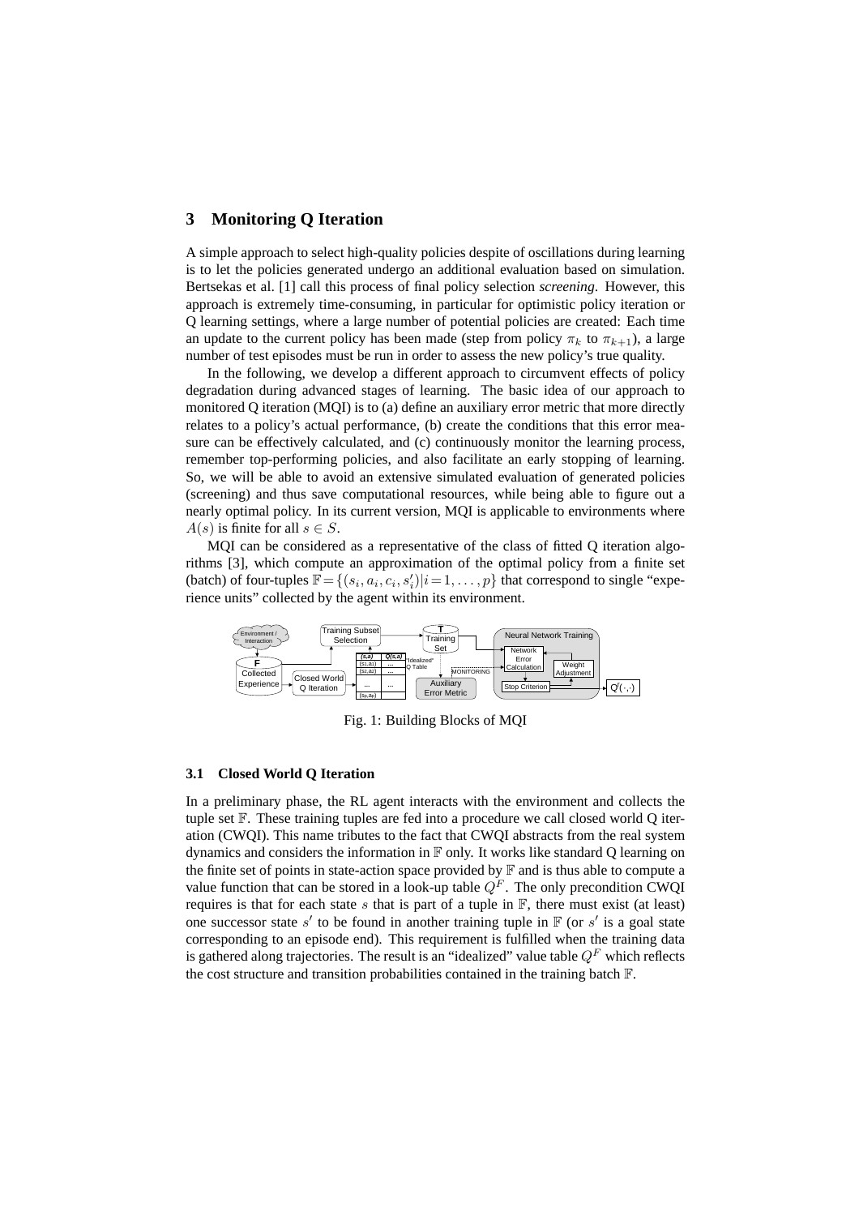## 3 Monitoring Q Iteration

A simple approach to select high-quality policies despite of oscillations during learning is to let the policies generated undergo an additional evaluation based on simulation. Bertsekas et al. [1] call this process of final policy selection *screening*. However, this approach is extremely time-consuming, in particular for optimistic policy iteration or Q learning settings, where a large number of potential policies are created: Each time an update to the current policy has been made (step from policy $\pi_k$ to $\pi_{k+1}$), a large number of test episodes must be run in order to assess the new policy's true quality.

In the following, we develop a different approach to circumvent effects of policy degradation during advanced stages of learning. The basic idea of our approach to monitored Q iteration (MQI) is to (a) define an auxiliary error metric that more directly relates to a policy's actual performance, (b) create the conditions that this error measure can be effectively calculated, and (c) continuously monitor the learning process, remember top-performing policies, and also facilitate an early stopping of learning. So, we will be able to avoid an extensive simulated evaluation of generated policies (screening) and thus save computational resources, while being able to figure out a nearly optimal policy. In its current version, MQI is applicable to environments where $A(s)$ is finite for all $s \in S$.

MQI can be considered as a representative of the class of fitted Q iteration algorithms [3], which compute an approximation of the optimal policy from a finite set (batch) of four-tuples $\mathbb{F} = \{(s_i, a_i, c_i, s'_i) | i = 1, \ldots, p\}$ that correspond to single "experience units" collected by the agent within its environment.

Fig. 1: Building Blocks of MQI

### 3.1 Closed World Q Iteration

In a preliminary phase, the RL agent interacts with the environment and collects the tuple set $\mathbb{F}$. These training tuples are fed into a procedure we call closed world Q iteration (CWQI). This name tributes to the fact that CWQI abstracts from the real system dynamics and considers the information in $\mathbb{F}$ only. It works like standard Q learning on the finite set of points in state-action space provided by $\mathbb{F}$ and is thus able to compute a value function that can be stored in a look-up table $Q^F$. The only precondition CWQI requires is that for each state $s$ that is part of a tuple in $\mathbb{F}$, there must exist (at least) one successor state $s'$ to be found in another training tuple in $\mathbb{F}$ (or $s'$ is a goal state corresponding to an episode end). This requirement is fulfilled when the training data is gathered along trajectories. The result is an "idealized" value table $Q^F$ which reflects the cost structure and transition probabilities contained in the training batch $\mathbb{F}$.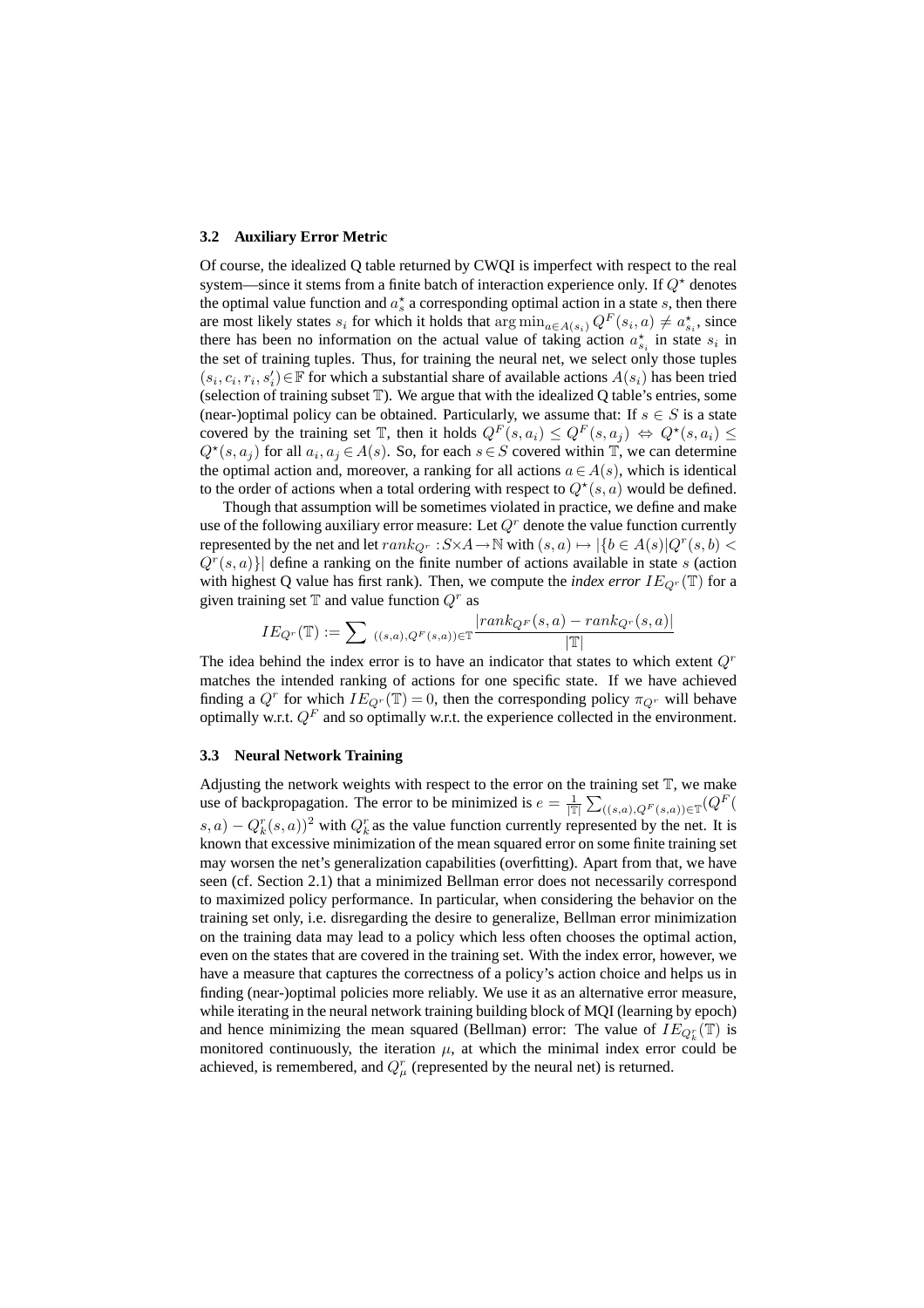### 3.2 Auxiliary Error Metric

Of course, the idealized Q table returned by CWQI is imperfect with respect to the real system—since it stems from a finite batch of interaction experience only. If $Q^\star$ denotes the optimal value function and $a_s^\star$ a corresponding optimal action in a state $s$, then there are most likely states $s_i$ for which it holds that $\arg\min_{a \in A(s_i)} Q^F(s_i, a) \neq a_{s_i}^\star$, since there has been no information on the actual value of taking action $a_{s_i}^\star$ in state $s_i$ in the set of training tuples. Thus, for training the neural net, we select only those tuples $(s_i, c_i, r_i, s_i') \in \mathbb{F}$ for which a substantial share of available actions $A(s_i)$ has been tried (selection of training subset $\mathbb{T}$). We argue that with the idealized Q table's entries, some (near-)optimal policy can be obtained. Particularly, we assume that: If $s \in S$ is a state covered by the training set $\mathbb{T}$, then it holds $Q^F(s, a_i) \leq Q^F(s, a_j) \Leftrightarrow Q^\star(s, a_i) \leq Q^\star(s, a_j)$ for all $a_i, a_j \in A(s)$. So, for each $s \in S$ covered within $\mathbb{T}$, we can determine the optimal action and, moreover, a ranking for all actions $a \in A(s)$, which is identical to the order of actions when a total ordering with respect to $Q^\star(s, a)$ would be defined.

Though that assumption will be sometimes violated in practice, we define and make use of the following auxiliary error measure: Let $Q^r$ denote the value function currently represented by the net and let $rank_{Q^r} : S \times A \to \mathbb{N}$ with $(s, a) \mapsto |\{b \in A(s) | Q^r(s, b) < Q^r(s, a)\}|$ define a ranking on the finite number of actions available in state $s$ (action with highest Q value has first rank). Then, we compute the *index error* $IE_{Q^r}(\mathbb{T})$ for a given training set $\mathbb{T}$ and value function $Q^r$ as

$$IE_{Q^r}(\mathbb{T}) := \sum_{((s,a), Q^F(s,a)) \in \mathbb{T}} \frac{|rank_{Q^F}(s, a) - rank_{Q^r}(s, a)|}{|\mathbb{T}|}$$

The idea behind the index error is to have an indicator that states to which extent $Q^r$ matches the intended ranking of actions for one specific state. If we have achieved finding a $Q^r$ for which $IE_{Q^r}(\mathbb{T}) = 0$, then the corresponding policy $\pi_{Q^r}$ will behave optimally w.r.t. $Q^F$ and so optimally w.r.t. the experience collected in the environment.

### 3.3 Neural Network Training

Adjusting the network weights with respect to the error on the training set $\mathbb{T}$, we make use of backpropagation. The error to be minimized is $e = \frac{1}{|\mathbb{T}|} \sum_{((s,a), Q^F(s,a)) \in \mathbb{T}} (Q^F(s, a) - Q_k^r(s, a))^2$ with $Q_k^r$ as the value function currently represented by the net. It is known that excessive minimization of the mean squared error on some finite training set may worsen the net's generalization capabilities (overfitting). Apart from that, we have seen (cf. Section 2.1) that a minimized Bellman error does not necessarily correspond to maximized policy performance. In particular, when considering the behavior on the training set only, i.e. disregarding the desire to generalize, Bellman error minimization on the training data may lead to a policy which less often chooses the optimal action, even on the states that are covered in the training set. With the index error, however, we have a measure that captures the correctness of a policy's action choice and helps us in finding (near-)optimal policies more reliably. We use it as an alternative error measure, while iterating in the neural network training building block of MQI (learning by epoch) and hence minimizing the mean squared (Bellman) error: The value of $IE_{Q_k^r}(\mathbb{T})$ is monitored continuously, the iteration $\mu$, at which the minimal index error could be achieved, is remembered, and $Q_\mu^r$ (represented by the neural net) is returned.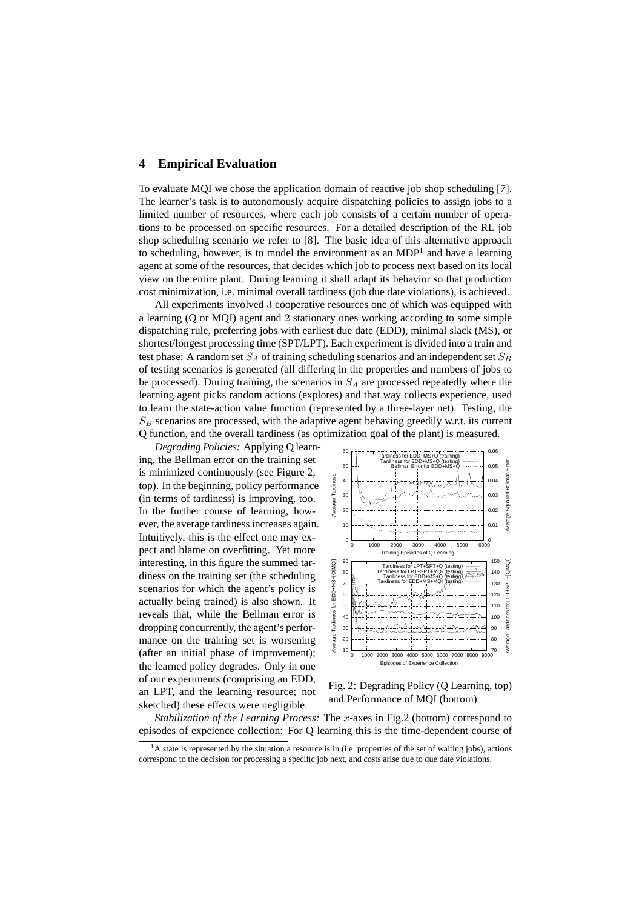## 4 Empirical Evaluation

To evaluate MQI we chose the application domain of reactive job shop scheduling [7]. The learner's task is to autonomously acquire dispatching policies to assign jobs to a limited number of resources, where each job consists of a certain number of operations to be processed on specific resources. For a detailed description of the RL job shop scheduling scenario we refer to [8]. The basic idea of this alternative approach to scheduling, however, is to model the environment as an MDP[1] and have a learning agent at some of the resources, that decides which job to process next based on its local view on the entire plant. During learning it shall adapt its behavior so that production cost minimization, i.e. minimal overall tardiness (job due date violations), is achieved.

All experiments involved 3 cooperative resources one of which was equipped with a learning (Q or MQI) agent and 2 stationary ones working according to some simple dispatching rule, preferring jobs with earliest due date (EDD), minimal slack (MS), or shortest/longest processing time (SPT/LPT). Each experiment is divided into a train and test phase: A random set $S_A$ of training scheduling scenarios and an independent set $S_B$ of testing scenarios is generated (all differing in the properties and numbers of jobs to be processed). During training, the scenarios in $S_A$ are processed repeatedly where the learning agent picks random actions (explores) and that way collects experience, used to learn the state-action value function (represented by a three-layer net). Testing, the $S_B$ scenarios are processed, with the adaptive agent behaving greedily w.r.t. its current Q function, and the overall tardiness (as optimization goal of the plant) is measured.

*Degrading Policies:* Applying Q learning, the Bellman error on the training set is minimized continuously (see Figure 2, top). In the beginning, policy performance (in terms of tardiness) is improving, too. In the further course of learning, however, the average tardiness increases again. Intuitively, this is the effect one may expect and blame on overfitting. Yet more interesting, in this figure the summed tardiness on the training set (the scheduling scenarios for which the agent's policy is actually being trained) is also shown. It reveals that, while the Bellman error is dropping concurrently, the agent's performance on the training set is worsening (after an initial phase of improvement); the learned policy degrades. Only in one of our experiments (comprising an EDD, an LPT, and the learning resource; not sketched) these effects were negligible.

Fig. 2: Degrading Policy (Q Learning, top) and Performance of MQI (bottom)

*Stabilization of the Learning Process:* The $x$-axes in Fig.2 (bottom) correspond to episodes of expeience collection: For Q learning this is the time-dependent course of

[1] A state is represented by the situation a resource is in (i.e. properties of the set of waiting jobs), actions correspond to the decision for processing a specific job next, and costs arise due to due date violations.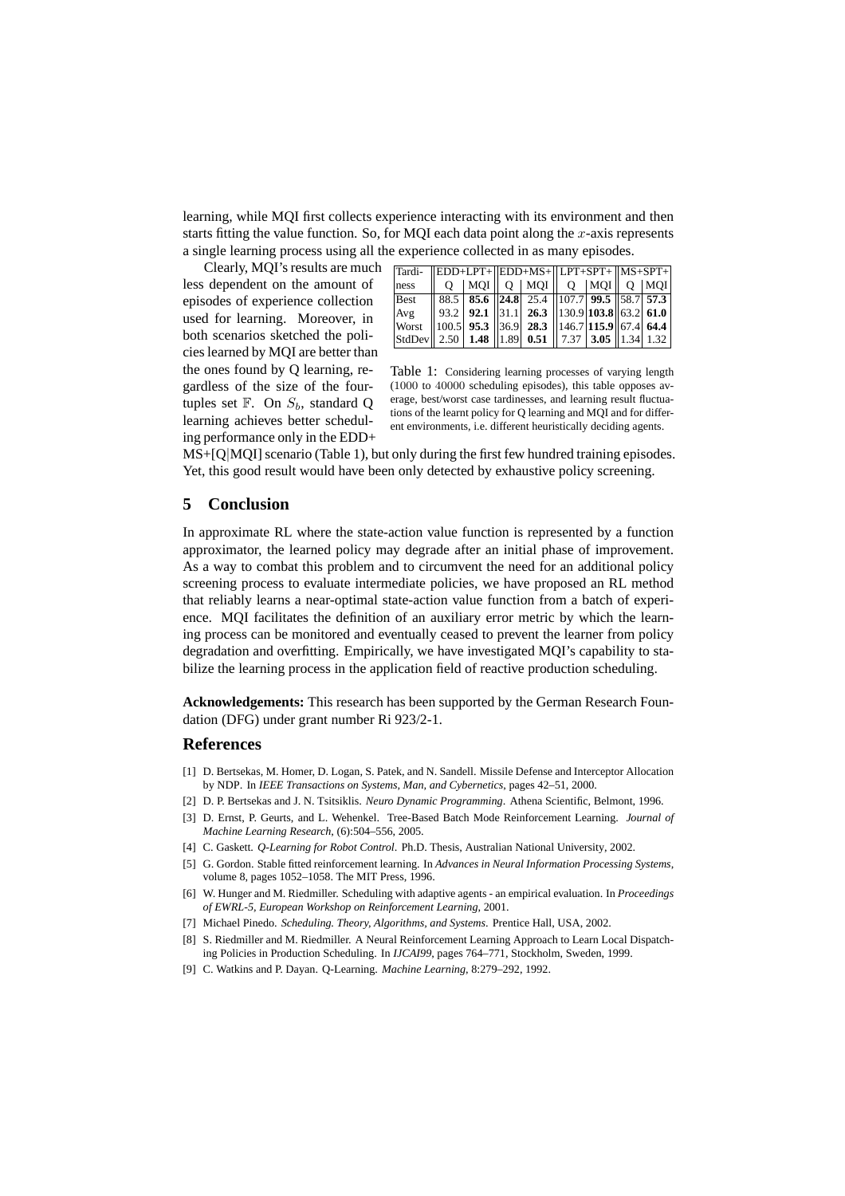learning, while MQI first collects experience interacting with its environment and then starts fitting the value function. So, for MQI each data point along the $x$-axis represents a single learning process using all the experience collected in as many episodes.

Clearly, MQI's results are much less dependent on the amount of episodes of experience collection used for learning. Moreover, in both scenarios sketched the policies learned by MQI are better than the ones found by Q learning, regardless of the size of the four-tuples set $\mathbb{F}$. On $S_b$, standard Q learning achieves better scheduling performance only in the EDD+MS+[Q|MQI] scenario (Table 1), but only during the first few hundred training episodes. Yet, this good result would have been only detected by exhaustive policy screening.

| Tardiness | EDD+LPT+ | | EDD+MS+ | | LPT+SPT+ | | MS+SPT+ | |
|---|---|---|---|---|---|---|---|---|
| | Q | MQI | Q | MQI | Q | MQI | Q | MQI |
| Best | 88.5 | **85.6** | **24.8** | 25.4 | 107.7 | **99.5** | 58.7 | **57.3** |
| Avg | 93.2 | **92.1** | 31.1 | **26.3** | 130.9 | **103.8** | 63.2 | **61.0** |
| Worst | 100.5 | **95.3** | 36.9 | **28.3** | 146.7 | **115.9** | 67.4 | **64.4** |
| StdDev | 2.50 | **1.48** | 1.89 | **0.51** | 7.37 | **3.05** | 1.34 | 1.32 |

Table 1: Considering learning processes of varying length (1000 to 40000 scheduling episodes), this table opposes average, best/worst case tardinesses, and learning result fluctuations of the learnt policy for Q learning and MQI and for different environments, i.e. different heuristically deciding agents.

## 5 Conclusion

In approximate RL where the state-action value function is represented by a function approximator, the learned policy may degrade after an initial phase of improvement. As a way to combat this problem and to circumvent the need for an additional policy screening process to evaluate intermediate policies, we have proposed an RL method that reliably learns a near-optimal state-action value function from a batch of experience. MQI facilitates the definition of an auxiliary error metric by which the learning process can be monitored and eventually ceased to prevent the learner from policy degradation and overfitting. Empirically, we have investigated MQI's capability to stabilize the learning process in the application field of reactive production scheduling.

**Acknowledgements:** This research has been supported by the German Research Foundation (DFG) under grant number Ri 923/2-1.

## References

[1] D. Bertsekas, M. Homer, D. Logan, S. Patek, and N. Sandell. Missile Defense and Interceptor Allocation by NDP. In *IEEE Transactions on Systems, Man, and Cybernetics*, pages 42–51, 2000.

[2] D. P. Bertsekas and J. N. Tsitsiklis. *Neuro Dynamic Programming*. Athena Scientific, Belmont, 1996.

[3] D. Ernst, P. Geurts, and L. Wehenkel. Tree-Based Batch Mode Reinforcement Learning. *Journal of Machine Learning Research*, (6):504–556, 2005.

[4] C. Gaskett. *Q-Learning for Robot Control*. Ph.D. Thesis, Australian National University, 2002.

[5] G. Gordon. Stable fitted reinforcement learning. In *Advances in Neural Information Processing Systems*, volume 8, pages 1052–1058. The MIT Press, 1996.

[6] W. Hunger and M. Riedmiller. Scheduling with adaptive agents - an empirical evaluation. In *Proceedings of EWRL-5, European Workshop on Reinforcement Learning*, 2001.

[7] Michael Pinedo. *Scheduling. Theory, Algorithms, and Systems*. Prentice Hall, USA, 2002.

[8] S. Riedmiller and M. Riedmiller. A Neural Reinforcement Learning Approach to Learn Local Dispatching Policies in Production Scheduling. In *IJCAI99*, pages 764–771, Stockholm, Sweden, 1999.

[9] C. Watkins and P. Dayan. Q-Learning. *Machine Learning*, 8:279–292, 1992.